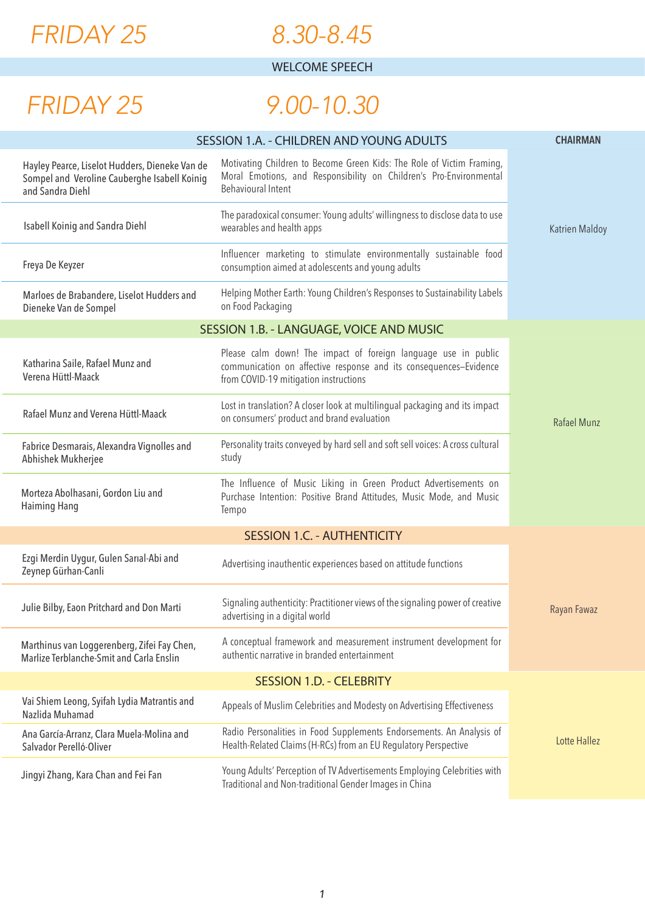## FRIDAY 25 — 8.30-8.45

WELCOME SPEECH

## FRIDAY 25 — 9.00-10.30

| SESSION 1.A. - CHILDREN AND YOUNG ADULTS | | CHAIRMAN |
|---|---|---|
| Hayley Pearce, Liselot Hudders, Dieneke Van de Sompel and Veroline Cauberghe Isabell Koinig and Sandra Diehl | Motivating Children to Become Green Kids: The Role of Victim Framing, Moral Emotions, and Responsibility on Children's Pro-Environmental Behavioural Intent | Katrien Maldoy |
| Isabell Koinig and Sandra Diehl | The paradoxical consumer: Young adults' willingness to disclose data to use wearables and health apps | |
| Freya De Keyzer | Influencer marketing to stimulate environmentally sustainable food consumption aimed at adolescents and young adults | |
| Marloes de Brabandere, Liselot Hudders and Dieneke Van de Sompel | Helping Mother Earth: Young Children's Responses to Sustainability Labels on Food Packaging | |
| **SESSION 1.B. - LANGUAGE, VOICE AND MUSIC** | | |
| Katharina Saile, Rafael Munz and Verena Hüttl-Maack | Please calm down! The impact of foreign language use in public communication on affective response and its consequences–Evidence from COVID-19 mitigation instructions | Rafael Munz |
| Rafael Munz and Verena Hüttl-Maack | Lost in translation? A closer look at multilingual packaging and its impact on consumers' product and brand evaluation | |
| Fabrice Desmarais, Alexandra Vignolles and Abhishek Mukherjee | Personality traits conveyed by hard sell and soft sell voices: A cross cultural study | |
| Morteza Abolhasani, Gordon Liu and Haiming Hang | The Influence of Music Liking in Green Product Advertisements on Purchase Intention: Positive Brand Attitudes, Music Mode, and Music Tempo | |
| **SESSION 1.C. - AUTHENTICITY** | | |
| Ezgi Merdin Uygur, Gulen Sarıal-Abi and Zeynep Gürhan-Canli | Advertising inauthentic experiences based on attitude functions | Rayan Fawaz |
| Julie Bilby, Eaon Pritchard and Don Marti | Signaling authenticity: Practitioner views of the signaling power of creative advertising in a digital world | |
| Marthinus van Loggerenberg, Zifei Fay Chen, Marlize Terblanche-Smit and Carla Enslin | A conceptual framework and measurement instrument development for authentic narrative in branded entertainment | |
| **SESSION 1.D. - CELEBRITY** | | |
| Vai Shiem Leong, Syifah Lydia Matrantis and Nazlida Muhamad | Appeals of Muslim Celebrities and Modesty on Advertising Effectiveness | Lotte Hallez |
| Ana García-Arranz, Clara Muela-Molina and Salvador Perelló-Oliver | Radio Personalities in Food Supplements Endorsements. An Analysis of Health-Related Claims (H-RCs) from an EU Regulatory Perspective | |
| Jingyi Zhang, Kara Chan and Fei Fan | Young Adults' Perception of TV Advertisements Employing Celebrities with Traditional and Non-traditional Gender Images in China | |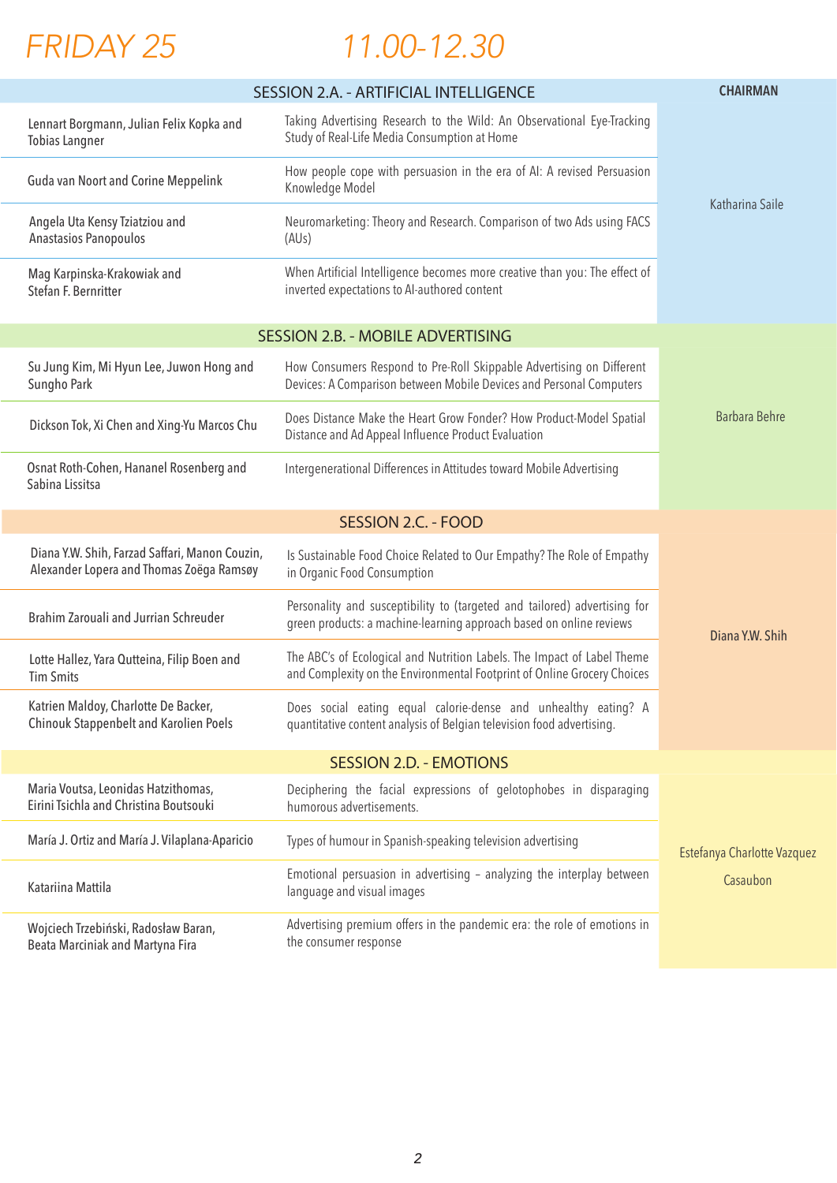# FRIDAY 25 11.00-12.30

| SESSION 2.A. - ARTIFICIAL INTELLIGENCE | | CHAIRMAN |
|---|---|---|
| Lennart Borgmann, Julian Felix Kopka and Tobias Langner | Taking Advertising Research to the Wild: An Observational Eye-Tracking Study of Real-Life Media Consumption at Home | Katharina Saile |
| Guda van Noort and Corine Meppelink | How people cope with persuasion in the era of AI: A revised Persuasion Knowledge Model | |
| Angela Uta Kensy Tziatziou and Anastasios Panopoulos | Neuromarketing: Theory and Research. Comparison of two Ads using FACS (AUs) | |
| Mag Karpinska-Krakowiak and Stefan F. Bernritter | When Artificial Intelligence becomes more creative than you: The effect of inverted expectations to AI-authored content | |

| SESSION 2.B. - MOBILE ADVERTISING | | |
|---|---|---|
| Su Jung Kim, Mi Hyun Lee, Juwon Hong and Sungho Park | How Consumers Respond to Pre-Roll Skippable Advertising on Different Devices: A Comparison between Mobile Devices and Personal Computers | Barbara Behre |
| Dickson Tok, Xi Chen and Xing-Yu Marcos Chu | Does Distance Make the Heart Grow Fonder? How Product-Model Spatial Distance and Ad Appeal Influence Product Evaluation | |
| Osnat Roth-Cohen, Hananel Rosenberg and Sabina Lissitsa | Intergenerational Differences in Attitudes toward Mobile Advertising | |

| SESSION 2.C. - FOOD | | |
|---|---|---|
| Diana Y.W. Shih, Farzad Saffari, Manon Couzin, Alexander Lopera and Thomas Zoëga Ramsøy | Is Sustainable Food Choice Related to Our Empathy? The Role of Empathy in Organic Food Consumption | Diana Y.W. Shih |
| Brahim Zarouali and Jurrian Schreuder | Personality and susceptibility to (targeted and tailored) advertising for green products: a machine-learning approach based on online reviews | |
| Lotte Hallez, Yara Qutteina, Filip Boen and Tim Smits | The ABC's of Ecological and Nutrition Labels. The Impact of Label Theme and Complexity on the Environmental Footprint of Online Grocery Choices | |
| Katrien Maldoy, Charlotte De Backer, Chinouk Stappenbelt and Karolien Poels | Does social eating equal calorie-dense and unhealthy eating? A quantitative content analysis of Belgian television food advertising. | |

| SESSION 2.D. - EMOTIONS | | |
|---|---|---|
| Maria Voutsa, Leonidas Hatzithomas, Eirini Tsichla and Christina Boutsouki | Deciphering the facial expressions of gelotophobes in disparaging humorous advertisements. | Estefanya Charlotte Vazquez Casaubon |
| María J. Ortiz and María J. Vilaplana-Aparicio | Types of humour in Spanish-speaking television advertising | |
| Katariina Mattila | Emotional persuasion in advertising – analyzing the interplay between language and visual images | |
| Wojciech Trzebiński, Radosław Baran, Beata Marciniak and Martyna Fira | Advertising premium offers in the pandemic era: the role of emotions in the consumer response | |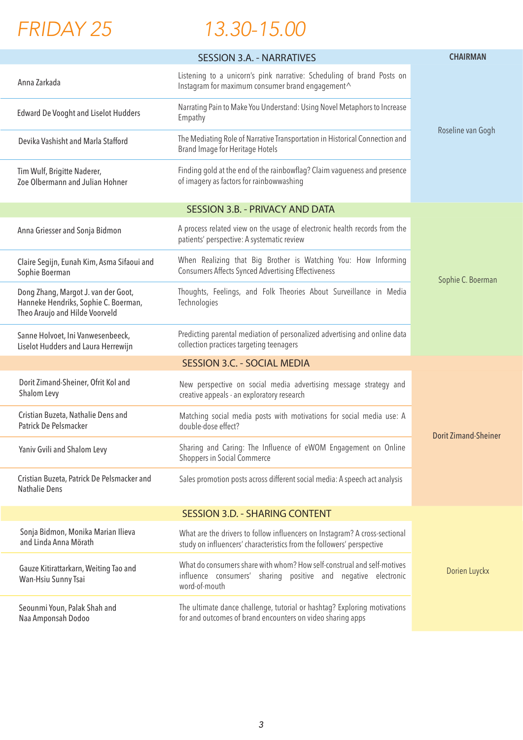# FRIDAY 25 13.30-15.00

| SESSION 3.A. - NARRATIVES | | CHAIRMAN |
|---|---|---|
| Anna Zarkada | Listening to a unicorn's pink narrative: Scheduling of brand Posts on Instagram for maximum consumer brand engagement^ | Roseline van Gogh |
| Edward De Vooght and Liselot Hudders | Narrating Pain to Make You Understand: Using Novel Metaphors to Increase Empathy | |
| Devika Vashisht and Marla Stafford | The Mediating Role of Narrative Transportation in Historical Connection and Brand Image for Heritage Hotels | |
| Tim Wulf, Brigitte Naderer, Zoe Olbermann and Julian Hohner | Finding gold at the end of the rainbowflag? Claim vagueness and presence of imagery as factors for rainbowwashing | |

| SESSION 3.B. - PRIVACY AND DATA | | |
|---|---|---|
| Anna Griesser and Sonja Bidmon | A process related view on the usage of electronic health records from the patients' perspective: A systematic review | Sophie C. Boerman |
| Claire Segijn, Eunah Kim, Asma Sifaoui and Sophie Boerman | When Realizing that Big Brother is Watching You: How Informing Consumers Affects Synced Advertising Effectiveness | |
| Dong Zhang, Margot J. van der Goot, Hanneke Hendriks, Sophie C. Boerman, Theo Araujo and Hilde Voorveld | Thoughts, Feelings, and Folk Theories About Surveillance in Media Technologies | |
| Sanne Holvoet, Ini Vanwesenbeeck, Liselot Hudders and Laura Herrewijn | Predicting parental mediation of personalized advertising and online data collection practices targeting teenagers | |

| SESSION 3.C. - SOCIAL MEDIA | | |
|---|---|---|
| Dorit Zimand-Sheiner, Ofrit Kol and Shalom Levy | New perspective on social media advertising message strategy and creative appeals - an exploratory research | Dorit Zimand-Sheiner |
| Cristian Buzeta, Nathalie Dens and Patrick De Pelsmacker | Matching social media posts with motivations for social media use: A double-dose effect? | |
| Yaniv Gvili and Shalom Levy | Sharing and Caring: The Influence of eWOM Engagement on Online Shoppers in Social Commerce | |
| Cristian Buzeta, Patrick De Pelsmacker and Nathalie Dens | Sales promotion posts across different social media: A speech act analysis | |

| SESSION 3.D. - SHARING CONTENT | | |
|---|---|---|
| Sonja Bidmon, Monika Marian Ilieva and Linda Anna Mörath | What are the drivers to follow influencers on Instagram? A cross-sectional study on influencers' characteristics from the followers' perspective | Dorien Luyckx |
| Gauze Kitirattarkarn, Weiting Tao and Wan-Hsiu Sunny Tsai | What do consumers share with whom? How self-construal and self-motives influence consumers' sharing positive and negative electronic word-of-mouth | |
| Seounmi Youn, Palak Shah and Naa Amponsah Dodoo | The ultimate dance challenge, tutorial or hashtag? Exploring motivations for and outcomes of brand encounters on video sharing apps | |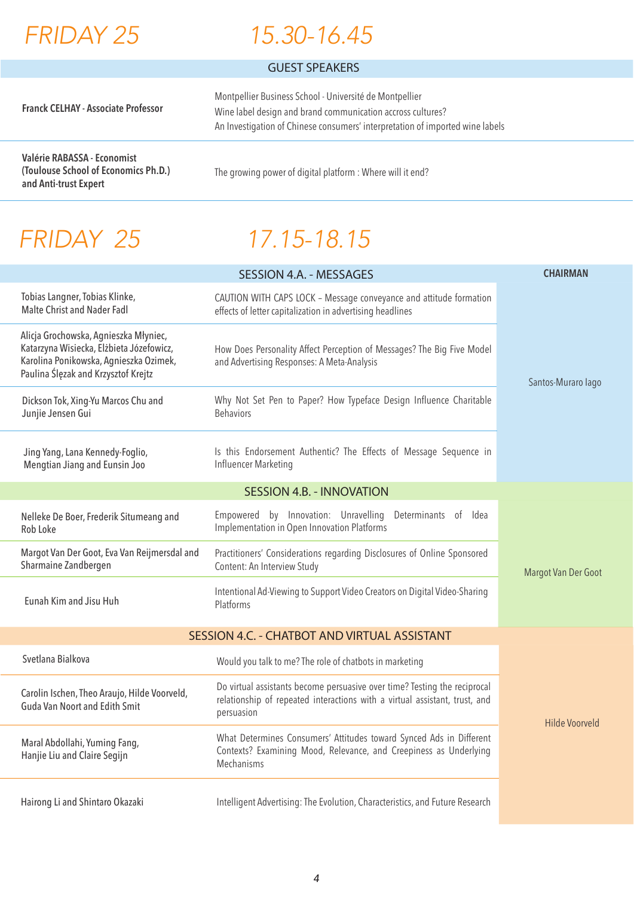# FRIDAY 25 — 15.30-16.45

## GUEST SPEAKERS

| Speaker | Talk |
|---|---|
| **Franck CELHAY - Associate Professor** | Montpellier Business School - Université de Montpellier<br>Wine label design and brand communication accross cultures?<br>An Investigation of Chinese consumers' interpretation of imported wine labels |
| **Valérie RABASSA - Economist (Toulouse School of Economics Ph.D.) and Anti-trust Expert** | The growing power of digital platform : Where will it end? |

# FRIDAY 25 — 17.15-18.15

## SESSION 4.A. - MESSAGES

**CHAIRMAN:** Santos-Muraro Iago

| Authors | Title |
|---|---|
| Tobias Langner, Tobias Klinke, Malte Christ and Nader Fadl | CAUTION WITH CAPS LOCK – Message conveyance and attitude formation effects of letter capitalization in advertising headlines |
| Alicja Grochowska, Agnieszka Młyniec, Katarzyna Wisiecka, Elżbieta Józefowicz, Karolina Ponikowska, Agnieszka Ozimek, Paulina Ślęzak and Krzysztof Krejtz | How Does Personality Affect Perception of Messages? The Big Five Model and Advertising Responses: A Meta-Analysis |
| Dickson Tok, Xing-Yu Marcos Chu and Junjie Jensen Gui | Why Not Set Pen to Paper? How Typeface Design Influence Charitable Behaviors |
| Jing Yang, Lana Kennedy-Foglio, Mengtian Jiang and Eunsin Joo | Is this Endorsement Authentic? The Effects of Message Sequence in Influencer Marketing |

## SESSION 4.B. - INNOVATION

**CHAIRMAN:** Margot Van Der Goot

| Authors | Title |
|---|---|
| Nelleke De Boer, Frederik Situmeang and Rob Loke | Empowered by Innovation: Unravelling Determinants of Idea Implementation in Open Innovation Platforms |
| Margot Van Der Goot, Eva Van Reijmersdal and Sharmaine Zandbergen | Practitioners' Considerations regarding Disclosures of Online Sponsored Content: An Interview Study |
| Eunah Kim and Jisu Huh | Intentional Ad-Viewing to Support Video Creators on Digital Video-Sharing Platforms |

## SESSION 4.C. - CHATBOT AND VIRTUAL ASSISTANT

**CHAIRMAN:** Hilde Voorveld

| Authors | Title |
|---|---|
| Svetlana Bialkova | Would you talk to me? The role of chatbots in marketing |
| Carolin Ischen, Theo Araujo, Hilde Voorveld, Guda Van Noort and Edith Smit | Do virtual assistants become persuasive over time? Testing the reciprocal relationship of repeated interactions with a virtual assistant, trust, and persuasion |
| Maral Abdollahi, Yuming Fang, Hanjie Liu and Claire Segijn | What Determines Consumers' Attitudes toward Synced Ads in Different Contexts? Examining Mood, Relevance, and Creepiness as Underlying Mechanisms |
| Hairong Li and Shintaro Okazaki | Intelligent Advertising: The Evolution, Characteristics, and Future Research |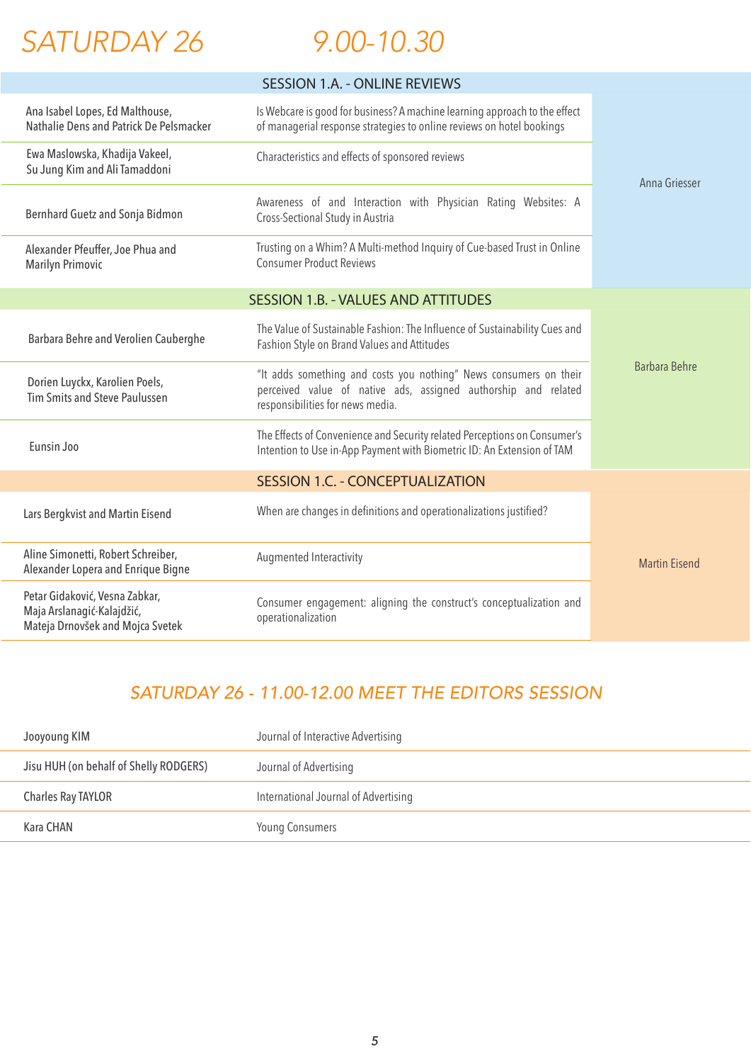# SATURDAY 26 9.00-10.30

## SESSION 1.A. - ONLINE REVIEWS

| Authors | Title | Chair |
|---|---|---|
| Ana Isabel Lopes, Ed Malthouse, Nathalie Dens and Patrick De Pelsmacker | Is Webcare is good for business? A machine learning approach to the effect of managerial response strategies to online reviews on hotel bookings | Anna Griesser |
| Ewa Maslowska, Khadija Vakeel, Su Jung Kim and Ali Tamaddoni | Characteristics and effects of sponsored reviews | |
| Bernhard Guetz and Sonja Bidmon | Awareness of and Interaction with Physician Rating Websites: A Cross-Sectional Study in Austria | |
| Alexander Pfeuffer, Joe Phua and Marilyn Primovic | Trusting on a Whim? A Multi-method Inquiry of Cue-based Trust in Online Consumer Product Reviews | |

## SESSION 1.B. - VALUES AND ATTITUDES

| Authors | Title | Chair |
|---|---|---|
| Barbara Behre and Verolien Cauberghe | The Value of Sustainable Fashion: The Influence of Sustainability Cues and Fashion Style on Brand Values and Attitudes | Barbara Behre |
| Dorien Luyckx, Karolien Poels, Tim Smits and Steve Paulussen | "It adds something and costs you nothing" News consumers on their perceived value of native ads, assigned authorship and related responsibilities for news media. | |
| Eunsin Joo | The Effects of Convenience and Security related Perceptions on Consumer's Intention to Use in-App Payment with Biometric ID: An Extension of TAM | |

## SESSION 1.C. - CONCEPTUALIZATION

| Authors | Title | Chair |
|---|---|---|
| Lars Bergkvist and Martin Eisend | When are changes in definitions and operationalizations justified? | Martin Eisend |
| Aline Simonetti, Robert Schreiber, Alexander Lopera and Enrique Bigne | Augmented Interactivity | |
| Petar Gidaković, Vesna Zabkar, Maja Arslanagić-Kalajdžić, Mateja Drnovšek and Mojca Svetek | Consumer engagement: aligning the construct's conceptualization and operationalization | |

## SATURDAY 26 - 11.00-12.00 MEET THE EDITORS SESSION

| Editor | Journal |
|---|---|
| Jooyoung KIM | Journal of Interactive Advertising |
| Jisu HUH (on behalf of Shelly RODGERS) | Journal of Advertising |
| Charles Ray TAYLOR | International Journal of Advertising |
| Kara CHAN | Young Consumers |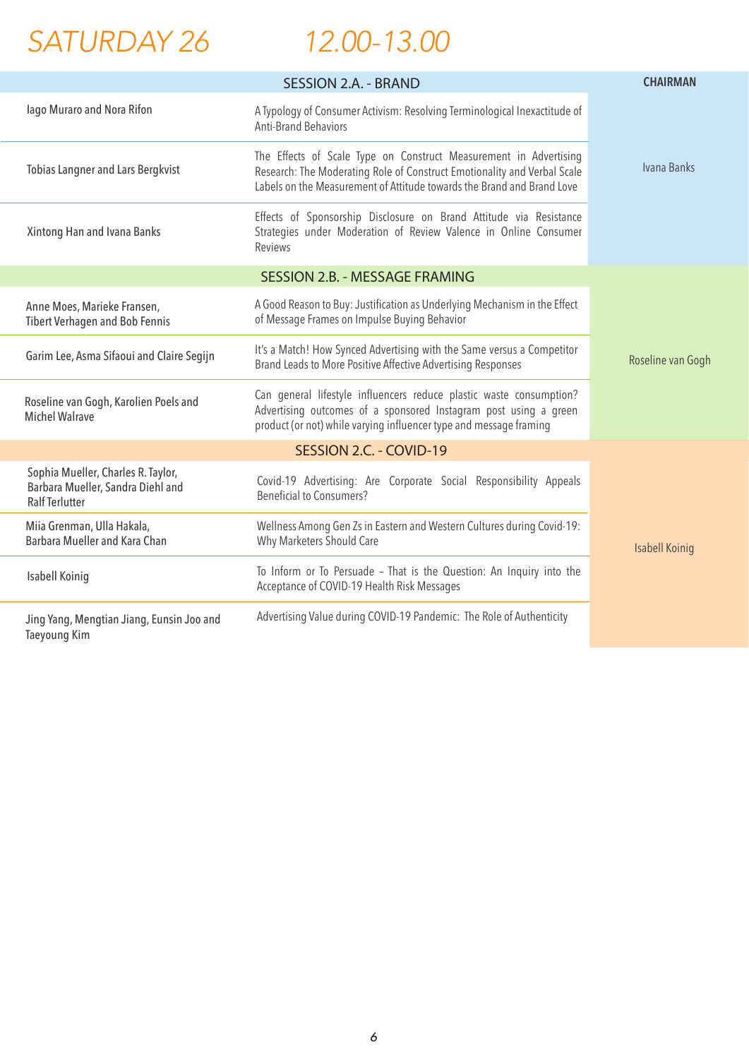# SATURDAY 26 12.00-13.00

| SESSION 2.A. - BRAND | | CHAIRMAN |
|---|---|---|
| Iago Muraro and Nora Rifon | A Typology of Consumer Activism: Resolving Terminological Inexactitude of Anti-Brand Behaviors | Ivana Banks |
| Tobias Langner and Lars Bergkvist | The Effects of Scale Type on Construct Measurement in Advertising Research: The Moderating Role of Construct Emotionality and Verbal Scale Labels on the Measurement of Attitude towards the Brand and Brand Love | |
| Xintong Han and Ivana Banks | Effects of Sponsorship Disclosure on Brand Attitude via Resistance Strategies under Moderation of Review Valence in Online Consumer Reviews | |
| **SESSION 2.B. - MESSAGE FRAMING** | | |
| Anne Moes, Marieke Fransen, Tibert Verhagen and Bob Fennis | A Good Reason to Buy: Justification as Underlying Mechanism in the Effect of Message Frames on Impulse Buying Behavior | Roseline van Gogh |
| Garim Lee, Asma Sifaoui and Claire Segijn | It's a Match! How Synced Advertising with the Same versus a Competitor Brand Leads to More Positive Affective Advertising Responses | |
| Roseline van Gogh, Karolien Poels and Michel Walrave | Can general lifestyle influencers reduce plastic waste consumption? Advertising outcomes of a sponsored Instagram post using a green product (or not) while varying influencer type and message framing | |
| **SESSION 2.C. - COVID-19** | | |
| Sophia Mueller, Charles R. Taylor, Barbara Mueller, Sandra Diehl and Ralf Terlutter | Covid-19 Advertising: Are Corporate Social Responsibility Appeals Beneficial to Consumers? | Isabell Koinig |
| Miia Grenman, Ulla Hakala, Barbara Mueller and Kara Chan | Wellness Among Gen Zs in Eastern and Western Cultures during Covid-19: Why Marketers Should Care | |
| Isabell Koinig | To Inform or To Persuade – That is the Question: An Inquiry into the Acceptance of COVID-19 Health Risk Messages | |
| Jing Yang, Mengtian Jiang, Eunsin Joo and Taeyoung Kim | Advertising Value during COVID-19 Pandemic: The Role of Authenticity | |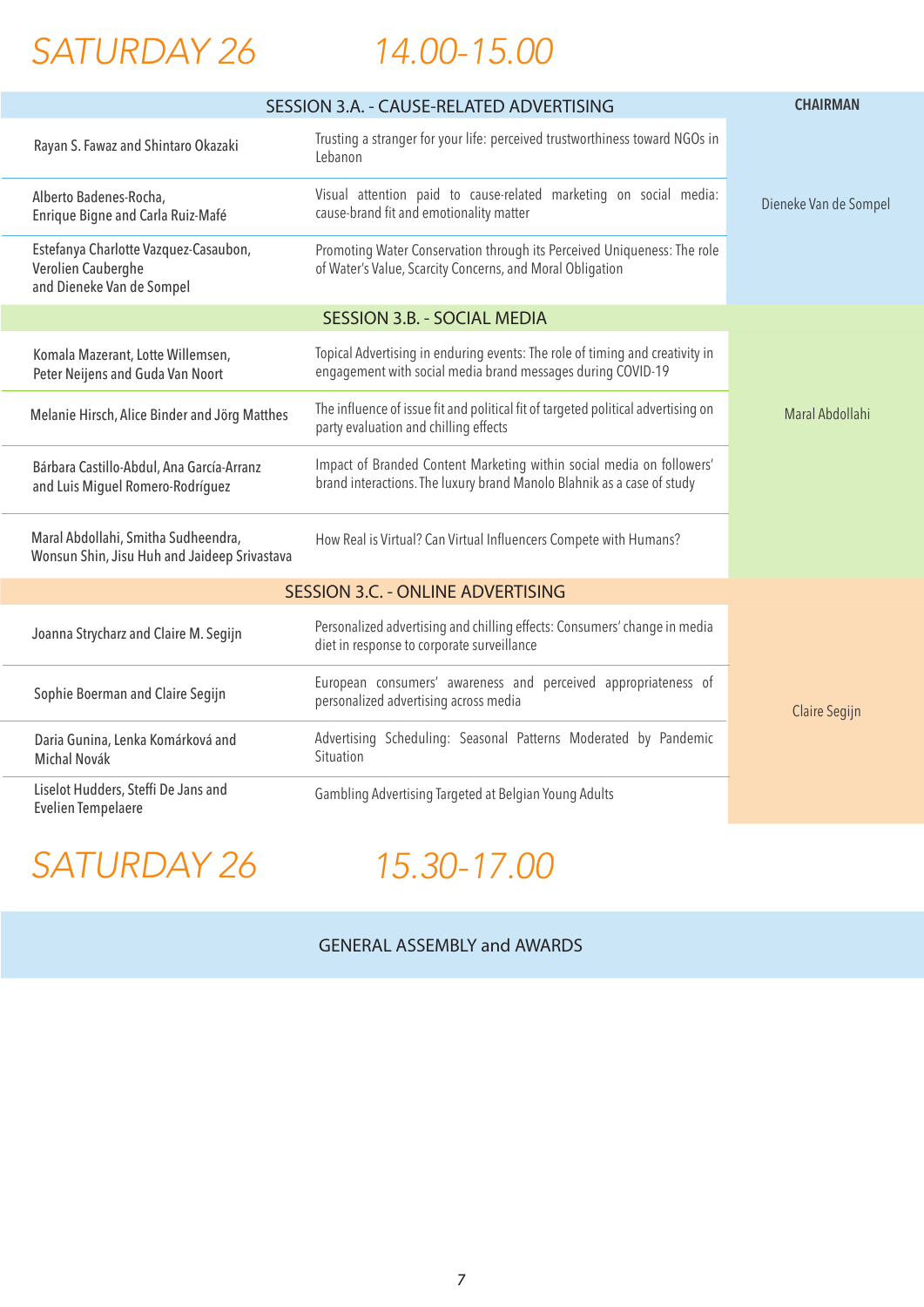# SATURDAY 26 14.00-15.00

| SESSION 3.A. - CAUSE-RELATED ADVERTISING | | CHAIRMAN |
|---|---|---|
| Rayan S. Fawaz and Shintaro Okazaki | Trusting a stranger for your life: perceived trustworthiness toward NGOs in Lebanon | Dieneke Van de Sompel |
| Alberto Badenes-Rocha, Enrique Bigne and Carla Ruiz-Mafé | Visual attention paid to cause-related marketing on social media: cause-brand fit and emotionality matter | |
| Estefanya Charlotte Vazquez-Casaubon, Verolien Cauberghe and Dieneke Van de Sompel | Promoting Water Conservation through its Perceived Uniqueness: The role of Water's Value, Scarcity Concerns, and Moral Obligation | |
| **SESSION 3.B. - SOCIAL MEDIA** | | |
| Komala Mazerant, Lotte Willemsen, Peter Neijens and Guda Van Noort | Topical Advertising in enduring events: The role of timing and creativity in engagement with social media brand messages during COVID-19 | Maral Abdollahi |
| Melanie Hirsch, Alice Binder and Jörg Matthes | The influence of issue fit and political fit of targeted political advertising on party evaluation and chilling effects | |
| Bárbara Castillo-Abdul, Ana García-Arranz and Luis Miguel Romero-Rodríguez | Impact of Branded Content Marketing within social media on followers' brand interactions. The luxury brand Manolo Blahnik as a case of study | |
| Maral Abdollahi, Smitha Sudheendra, Wonsun Shin, Jisu Huh and Jaideep Srivastava | How Real is Virtual? Can Virtual Influencers Compete with Humans? | |
| **SESSION 3.C. - ONLINE ADVERTISING** | | |
| Joanna Strycharz and Claire M. Segijn | Personalized advertising and chilling effects: Consumers' change in media diet in response to corporate surveillance | Claire Segijn |
| Sophie Boerman and Claire Segijn | European consumers' awareness and perceived appropriateness of personalized advertising across media | |
| Daria Gunina, Lenka Komárková and Michal Novák | Advertising Scheduling: Seasonal Patterns Moderated by Pandemic Situation | |
| Liselot Hudders, Steffi De Jans and Evelien Tempelaere | Gambling Advertising Targeted at Belgian Young Adults | |

# SATURDAY 26 15.30-17.00

GENERAL ASSEMBLY and AWARDS